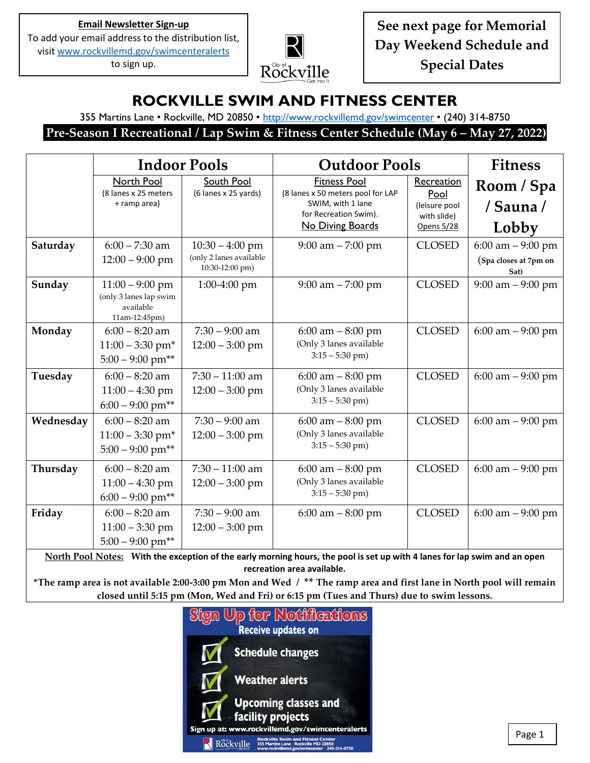**Email Newsletter Sign-up**
To add your email address to the distribution list, visit www.rockvillemd.gov/swimcenteralerts to sign up.

**See next page for Memorial Day Weekend Schedule and Special Dates**

# ROCKVILLE SWIM AND FITNESS CENTER

355 Martins Lane • Rockville, MD 20850 • http://www.rockvillemd.gov/swimcenter • (240) 314-8750

## Pre-Season I Recreational / Lap Swim & Fitness Center Schedule (May 6 – May 27, 2022)

| | Indoor Pools | | Outdoor Pools | | Fitness Room / Spa / Sauna / Lobby |
|---|---|---|---|---|---|
| | North Pool (8 lanes x 25 meters + ramp area) | South Pool (6 lanes x 25 yards) | Fitness Pool (8 lanes x 50 meters pool for LAP SWIM, with 1 lane for Recreation Swim). No Diving Boards | Recreation Pool (leisure pool with slide) Opens 5/28 | |
| **Saturday** | 6:00 – 7:30 am<br>12:00 – 9:00 pm | 10:30 – 4:00 pm<br>(only 2 lanes available 10:30-12:00 pm) | 9:00 am – 7:00 pm | CLOSED | 6:00 am – 9:00 pm<br>(Spa closes at 7pm on Sat) |
| **Sunday** | 11:00 – 9:00 pm<br>(only 3 lanes lap swim available 11am-12:45pm) | 1:00-4:00 pm | 9:00 am – 7:00 pm | CLOSED | 9:00 am – 9:00 pm |
| **Monday** | 6:00 – 8:20 am<br>11:00 – 3:30 pm*<br>5:00 – 9:00 pm** | 7:30 – 9:00 am<br>12:00 – 3:00 pm | 6:00 am – 8:00 pm<br>(Only 3 lanes available 3:15 – 5:30 pm) | CLOSED | 6:00 am – 9:00 pm |
| **Tuesday** | 6:00 – 8:20 am<br>11:00 – 4:30 pm<br>6:00 – 9:00 pm** | 7:30 – 11:00 am<br>12:00 – 3:00 pm | 6:00 am – 8:00 pm<br>(Only 3 lanes available 3:15 – 5:30 pm) | CLOSED | 6:00 am – 9:00 pm |
| **Wednesday** | 6:00 – 8:20 am<br>11:00 – 3:30 pm*<br>5:00 – 9:00 pm** | 7:30 – 9:00 am<br>12:00 – 3:00 pm | 6:00 am – 8:00 pm<br>(Only 3 lanes available 3:15 – 5:30 pm) | CLOSED | 6:00 am – 9:00 pm |
| **Thursday** | 6:00 – 8:20 am<br>11:00 – 4:30 pm<br>6:00 – 9:00 pm** | 7:30 – 11:00 am<br>12:00 – 3:00 pm | 6:00 am – 8:00 pm<br>(Only 3 lanes available 3:15 – 5:30 pm) | CLOSED | 6:00 am – 9:00 pm |
| **Friday** | 6:00 – 8:20 am<br>11:00 – 3:30 pm<br>5:00 – 9:00 pm** | 7:30 – 9:00 am<br>12:00 – 3:00 pm | 6:00 am – 8:00 pm | CLOSED | 6:00 am – 9:00 pm |

**North Pool Notes: With the exception of the early morning hours, the pool is set up with 4 lanes for lap swim and an open recreation area available.**

***The ramp area is not available 2:00-3:00 pm Mon and Wed / ** The ramp area and first lane in North pool will remain closed until 5:15 pm (Mon, Wed and Fri) or 6:15 pm (Tues and Thurs) due to swim lessons.**

**Sign Up for Notifications**
Receive updates on
- Schedule changes
- Weather alerts
- Upcoming classes and facility projects

Sign up at: www.rockvillemd.gov/swimcenteralerts

Rockville Swim and Fitness Center
355 Martins Lane · Rockville MD 20850
www.rockvillemd.gov/swimcenter · 240-314-8750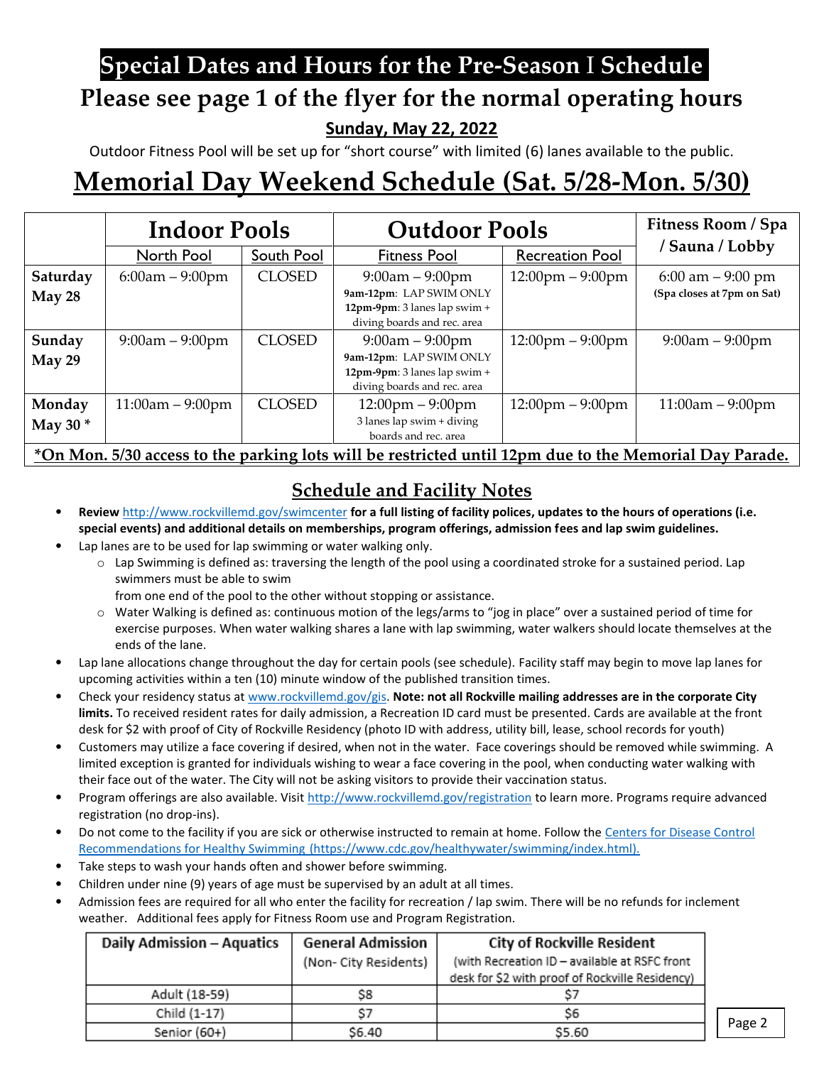# Special Dates and Hours for the Pre-Season I Schedule

## Please see page 1 of the flyer for the normal operating hours

**Sunday, May 22, 2022**

Outdoor Fitness Pool will be set up for "short course" with limited (6) lanes available to the public.

# Memorial Day Weekend Schedule (Sat. 5/28-Mon. 5/30)

| | Indoor Pools | | Outdoor Pools | | Fitness Room / Spa / Sauna / Lobby |
|---|---|---|---|---|---|
| | North Pool | South Pool | Fitness Pool | Recreation Pool | |
| **Saturday May 28** | 6:00am – 9:00pm | CLOSED | 9:00am – 9:00pm **9am-12pm**: LAP SWIM ONLY **12pm-9pm**: 3 lanes lap swim + diving boards and rec. area | 12:00pm – 9:00pm | 6:00 am – 9:00 pm **(Spa closes at 7pm on Sat)** |
| **Sunday May 29** | 9:00am – 9:00pm | CLOSED | 9:00am – 9:00pm **9am-12pm**: LAP SWIM ONLY **12pm-9pm**: 3 lanes lap swim + diving boards and rec. area | 12:00pm – 9:00pm | 9:00am – 9:00pm |
| **Monday May 30 *** | 11:00am – 9:00pm | CLOSED | 12:00pm – 9:00pm 3 lanes lap swim + diving boards and rec. area | 12:00pm – 9:00pm | 11:00am – 9:00pm |

***On Mon. 5/30 access to the parking lots will be restricted until 12pm due to the Memorial Day Parade.**

## Schedule and Facility Notes

- **Review** http://www.rockvillemd.gov/swimcenter **for a full listing of facility polices, updates to the hours of operations (i.e. special events) and additional details on memberships, program offerings, admission fees and lap swim guidelines.**
- Lap lanes are to be used for lap swimming or water walking only.
  - Lap Swimming is defined as: traversing the length of the pool using a coordinated stroke for a sustained period. Lap swimmers must be able to swim from one end of the pool to the other without stopping or assistance.
  - Water Walking is defined as: continuous motion of the legs/arms to "jog in place" over a sustained period of time for exercise purposes. When water walking shares a lane with lap swimming, water walkers should locate themselves at the ends of the lane.
- Lap lane allocations change throughout the day for certain pools (see schedule). Facility staff may begin to move lap lanes for upcoming activities within a ten (10) minute window of the published transition times.
- Check your residency status at www.rockvillemd.gov/gis. **Note: not all Rockville mailing addresses are in the corporate City limits.** To received resident rates for daily admission, a Recreation ID card must be presented. Cards are available at the front desk for $2 with proof of City of Rockville Residency (photo ID with address, utility bill, lease, school records for youth)
- Customers may utilize a face covering if desired, when not in the water. Face coverings should be removed while swimming. A limited exception is granted for individuals wishing to wear a face covering in the pool, when conducting water walking with their face out of the water. The City will not be asking visitors to provide their vaccination status.
- Program offerings are also available. Visit http://www.rockvillemd.gov/registration to learn more. Programs require advanced registration (no drop-ins).
- Do not come to the facility if you are sick or otherwise instructed to remain at home. Follow the Centers for Disease Control Recommendations for Healthy Swimming (https://www.cdc.gov/healthywater/swimming/index.html).
- Take steps to wash your hands often and shower before swimming.
- Children under nine (9) years of age must be supervised by an adult at all times.
- Admission fees are required for all who enter the facility for recreation / lap swim. There will be no refunds for inclement weather. Additional fees apply for Fitness Room use and Program Registration.

| Daily Admission – Aquatics | General Admission (Non- City Residents) | City of Rockville Resident (with Recreation ID – available at RSFC front desk for $2 with proof of Rockville Residency) |
|---|---|---|
| Adult (18-59) | $8 | $7 |
| Child (1-17) | $7 | $6 |
| Senior (60+) | $6.40 | $5.60 |